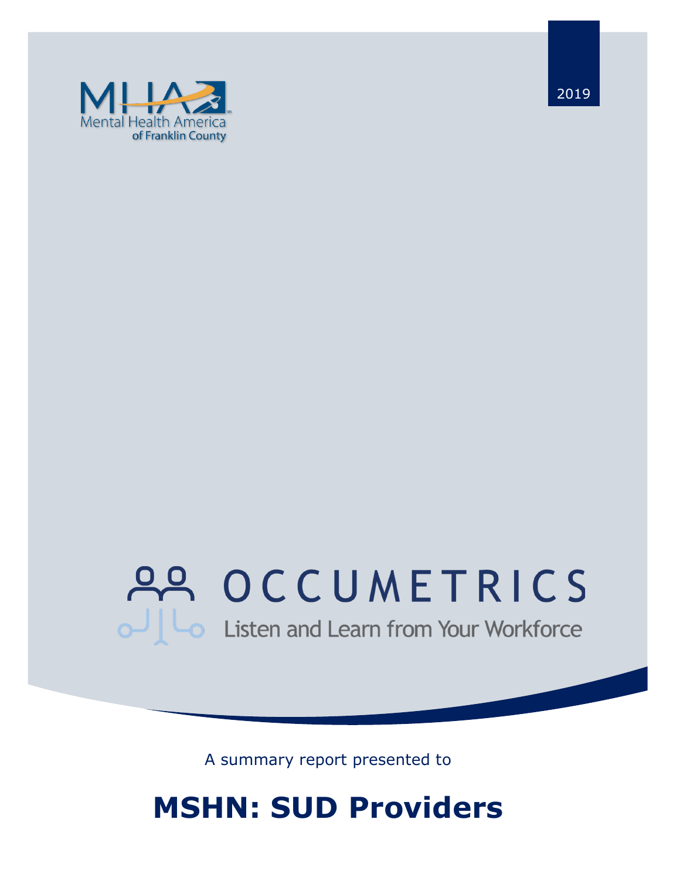Mental Health America of Franklin County

2019

# OCCUMETRICS

Listen and Learn from Your Workforce

A summary report presented to

# MSHN: SUD Providers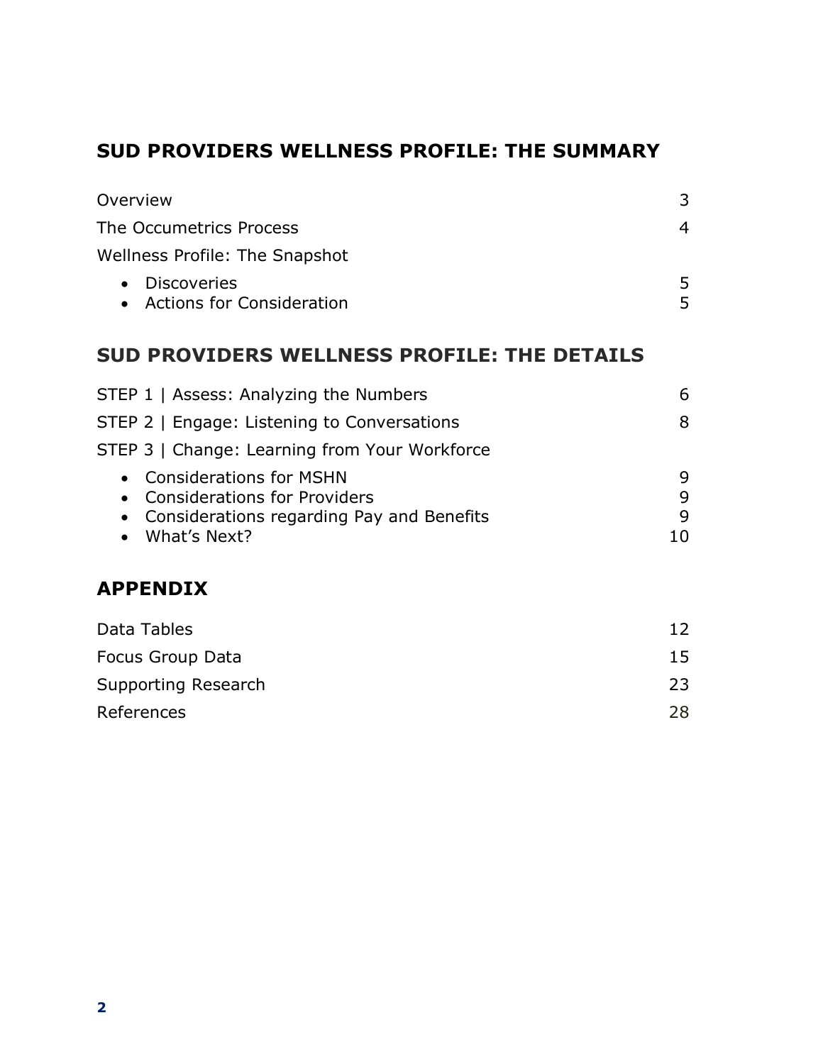## SUD PROVIDERS WELLNESS PROFILE: THE SUMMARY

| | |
|---|---|
| Overview | 3 |
| The Occumetrics Process | 4 |
| Wellness Profile: The Snapshot | |
| • Discoveries | 5 |
| • Actions for Consideration | 5 |

## SUD PROVIDERS WELLNESS PROFILE: THE DETAILS

| | |
|---|---|
| STEP 1 \| Assess: Analyzing the Numbers | 6 |
| STEP 2 \| Engage: Listening to Conversations | 8 |
| STEP 3 \| Change: Learning from Your Workforce | |
| • Considerations for MSHN | 9 |
| • Considerations for Providers | 9 |
| • Considerations regarding Pay and Benefits | 9 |
| • What's Next? | 10 |

## APPENDIX

| | |
|---|---|
| Data Tables | 12 |
| Focus Group Data | 15 |
| Supporting Research | 23 |
| References | 28 |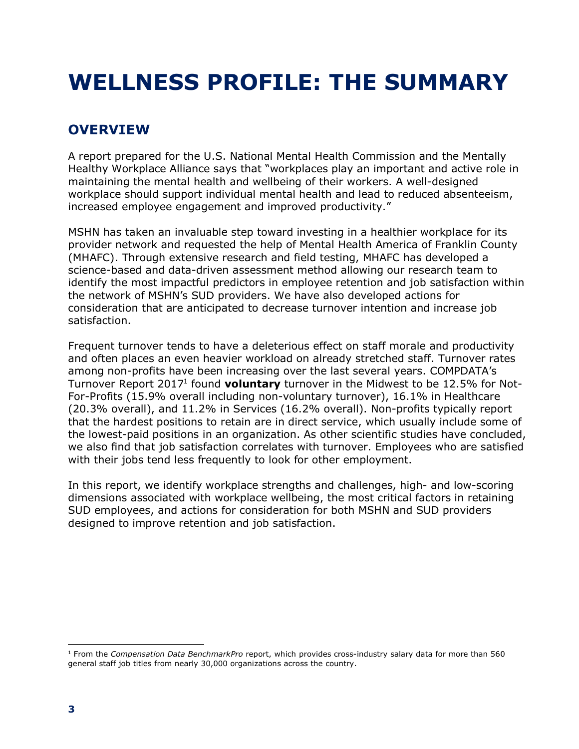# WELLNESS PROFILE: THE SUMMARY

## OVERVIEW

A report prepared for the U.S. National Mental Health Commission and the Mentally Healthy Workplace Alliance says that "workplaces play an important and active role in maintaining the mental health and wellbeing of their workers. A well-designed workplace should support individual mental health and lead to reduced absenteeism, increased employee engagement and improved productivity."

MSHN has taken an invaluable step toward investing in a healthier workplace for its provider network and requested the help of Mental Health America of Franklin County (MHAFC). Through extensive research and field testing, MHAFC has developed a science-based and data-driven assessment method allowing our research team to identify the most impactful predictors in employee retention and job satisfaction within the network of MSHN's SUD providers. We have also developed actions for consideration that are anticipated to decrease turnover intention and increase job satisfaction.

Frequent turnover tends to have a deleterious effect on staff morale and productivity and often places an even heavier workload on already stretched staff. Turnover rates among non-profits have been increasing over the last several years. COMPDATA's Turnover Report 2017[1] found **voluntary** turnover in the Midwest to be 12.5% for Not-For-Profits (15.9% overall including non-voluntary turnover), 16.1% in Healthcare (20.3% overall), and 11.2% in Services (16.2% overall). Non-profits typically report that the hardest positions to retain are in direct service, which usually include some of the lowest-paid positions in an organization. As other scientific studies have concluded, we also find that job satisfaction correlates with turnover. Employees who are satisfied with their jobs tend less frequently to look for other employment.

In this report, we identify workplace strengths and challenges, high- and low-scoring dimensions associated with workplace wellbeing, the most critical factors in retaining SUD employees, and actions for consideration for both MSHN and SUD providers designed to improve retention and job satisfaction.

[1] From the *Compensation Data BenchmarkPro* report, which provides cross-industry salary data for more than 560 general staff job titles from nearly 30,000 organizations across the country.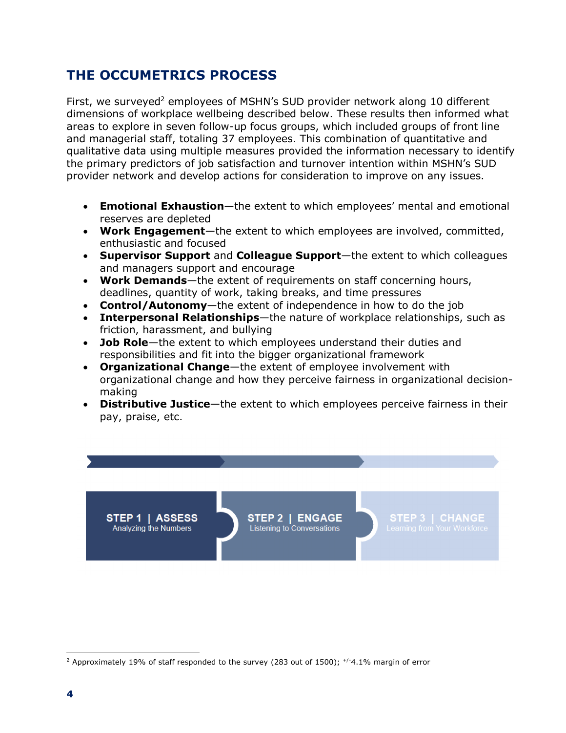## THE OCCUMETRICS PROCESS

First, we surveyed[2] employees of MSHN's SUD provider network along 10 different dimensions of workplace wellbeing described below. These results then informed what areas to explore in seven follow-up focus groups, which included groups of front line and managerial staff, totaling 37 employees. This combination of quantitative and qualitative data using multiple measures provided the information necessary to identify the primary predictors of job satisfaction and turnover intention within MSHN's SUD provider network and develop actions for consideration to improve on any issues.

- **Emotional Exhaustion**—the extent to which employees' mental and emotional reserves are depleted
- **Work Engagement**—the extent to which employees are involved, committed, enthusiastic and focused
- **Supervisor Support** and **Colleague Support**—the extent to which colleagues and managers support and encourage
- **Work Demands**—the extent of requirements on staff concerning hours, deadlines, quantity of work, taking breaks, and time pressures
- **Control/Autonomy**—the extent of independence in how to do the job
- **Interpersonal Relationships**—the nature of workplace relationships, such as friction, harassment, and bullying
- **Job Role**—the extent to which employees understand their duties and responsibilities and fit into the bigger organizational framework
- **Organizational Change**—the extent of employee involvement with organizational change and how they perceive fairness in organizational decision-making
- **Distributive Justice**—the extent to which employees perceive fairness in their pay, praise, etc.

**STEP 1 | ASSESS** Analyzing the Numbers

**STEP 2 | ENGAGE** Listening to Conversations

**STEP 3 | CHANGE** Learning from Your Workforce

[2] Approximately 19% of staff responded to the survey (283 out of 1500); +/-4.1% margin of error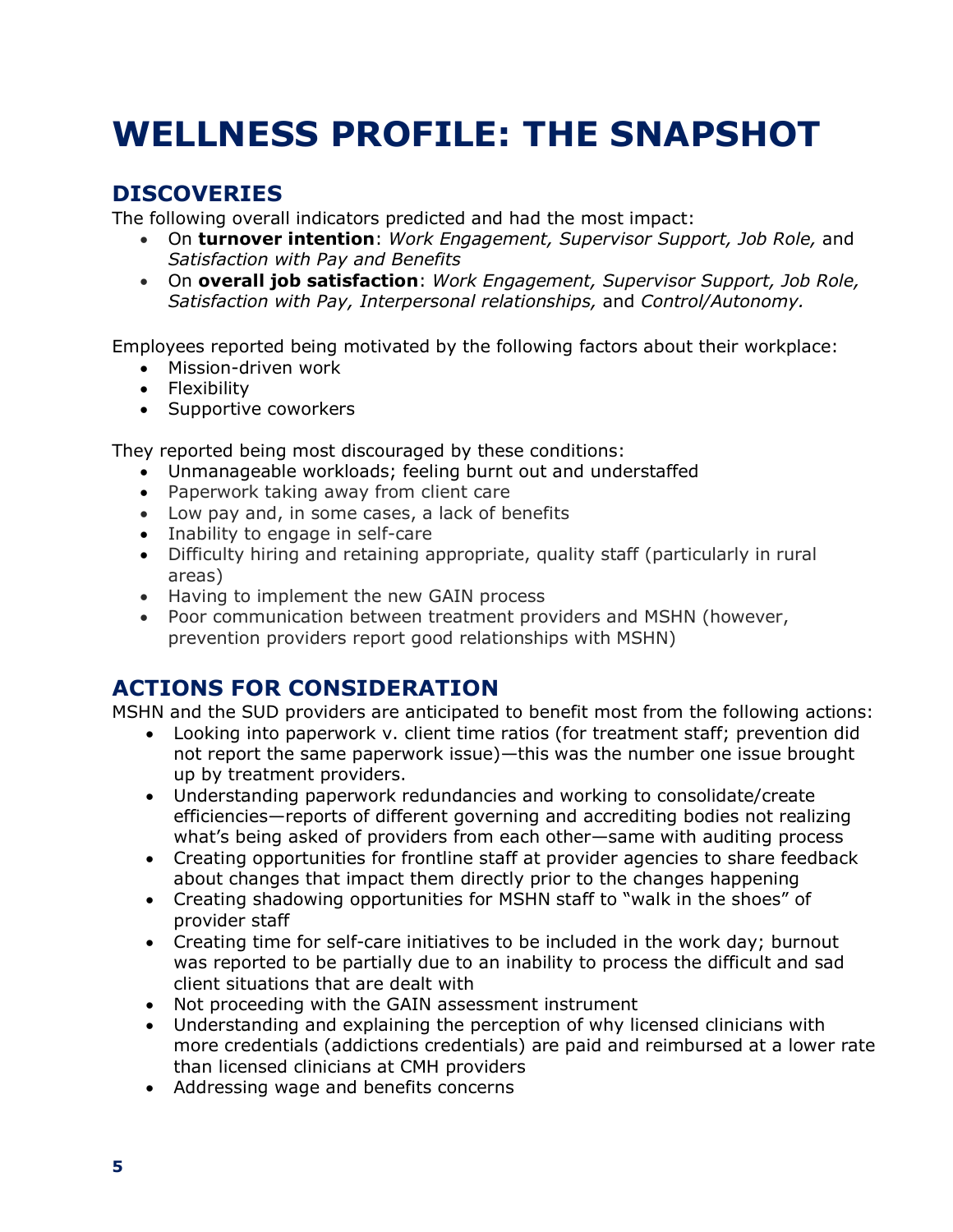# WELLNESS PROFILE: THE SNAPSHOT

## DISCOVERIES

The following overall indicators predicted and had the most impact:

- On **turnover intention**: *Work Engagement, Supervisor Support, Job Role,* and *Satisfaction with Pay and Benefits*
- On **overall job satisfaction**: *Work Engagement, Supervisor Support, Job Role, Satisfaction with Pay, Interpersonal relationships,* and *Control/Autonomy.*

Employees reported being motivated by the following factors about their workplace:

- Mission-driven work
- Flexibility
- Supportive coworkers

They reported being most discouraged by these conditions:

- Unmanageable workloads; feeling burnt out and understaffed
- Paperwork taking away from client care
- Low pay and, in some cases, a lack of benefits
- Inability to engage in self-care
- Difficulty hiring and retaining appropriate, quality staff (particularly in rural areas)
- Having to implement the new GAIN process
- Poor communication between treatment providers and MSHN (however, prevention providers report good relationships with MSHN)

## ACTIONS FOR CONSIDERATION

MSHN and the SUD providers are anticipated to benefit most from the following actions:

- Looking into paperwork v. client time ratios (for treatment staff; prevention did not report the same paperwork issue)—this was the number one issue brought up by treatment providers.
- Understanding paperwork redundancies and working to consolidate/create efficiencies—reports of different governing and accrediting bodies not realizing what's being asked of providers from each other—same with auditing process
- Creating opportunities for frontline staff at provider agencies to share feedback about changes that impact them directly prior to the changes happening
- Creating shadowing opportunities for MSHN staff to "walk in the shoes" of provider staff
- Creating time for self-care initiatives to be included in the work day; burnout was reported to be partially due to an inability to process the difficult and sad client situations that are dealt with
- Not proceeding with the GAIN assessment instrument
- Understanding and explaining the perception of why licensed clinicians with more credentials (addictions credentials) are paid and reimbursed at a lower rate than licensed clinicians at CMH providers
- Addressing wage and benefits concerns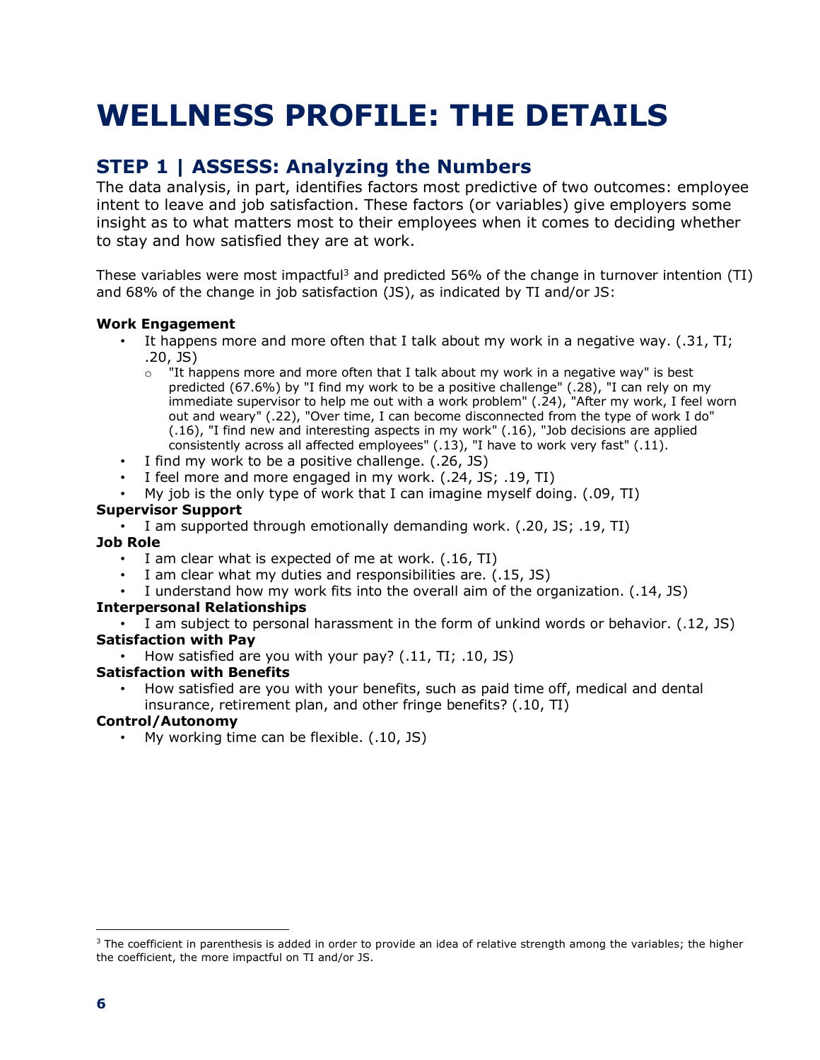# WELLNESS PROFILE: THE DETAILS

## STEP 1 | ASSESS: Analyzing the Numbers

The data analysis, in part, identifies factors most predictive of two outcomes: employee intent to leave and job satisfaction. These factors (or variables) give employers some insight as to what matters most to their employees when it comes to deciding whether to stay and how satisfied they are at work.

These variables were most impactful[3] and predicted 56% of the change in turnover intention (TI) and 68% of the change in job satisfaction (JS), as indicated by TI and/or JS:

**Work Engagement**

- It happens more and more often that I talk about my work in a negative way. (.31, TI; .20, JS)
  - "It happens more and more often that I talk about my work in a negative way" is best predicted (67.6%) by "I find my work to be a positive challenge" (.28), "I can rely on my immediate supervisor to help me out with a work problem" (.24), "After my work, I feel worn out and weary" (.22), "Over time, I can become disconnected from the type of work I do" (.16), "I find new and interesting aspects in my work" (.16), "Job decisions are applied consistently across all affected employees" (.13), "I have to work very fast" (.11).
- I find my work to be a positive challenge. (.26, JS)
- I feel more and more engaged in my work. (.24, JS; .19, TI)
- My job is the only type of work that I can imagine myself doing. (.09, TI)

**Supervisor Support**

- I am supported through emotionally demanding work. (.20, JS; .19, TI)

**Job Role**

- I am clear what is expected of me at work. (.16, TI)
- I am clear what my duties and responsibilities are. (.15, JS)
- I understand how my work fits into the overall aim of the organization. (.14, JS)

**Interpersonal Relationships**

- I am subject to personal harassment in the form of unkind words or behavior. (.12, JS)

**Satisfaction with Pay**

- How satisfied are you with your pay? (.11, TI; .10, JS)

**Satisfaction with Benefits**

- How satisfied are you with your benefits, such as paid time off, medical and dental insurance, retirement plan, and other fringe benefits? (.10, TI)

**Control/Autonomy**

- My working time can be flexible. (.10, JS)

---

[3] The coefficient in parenthesis is added in order to provide an idea of relative strength among the variables; the higher the coefficient, the more impactful on TI and/or JS.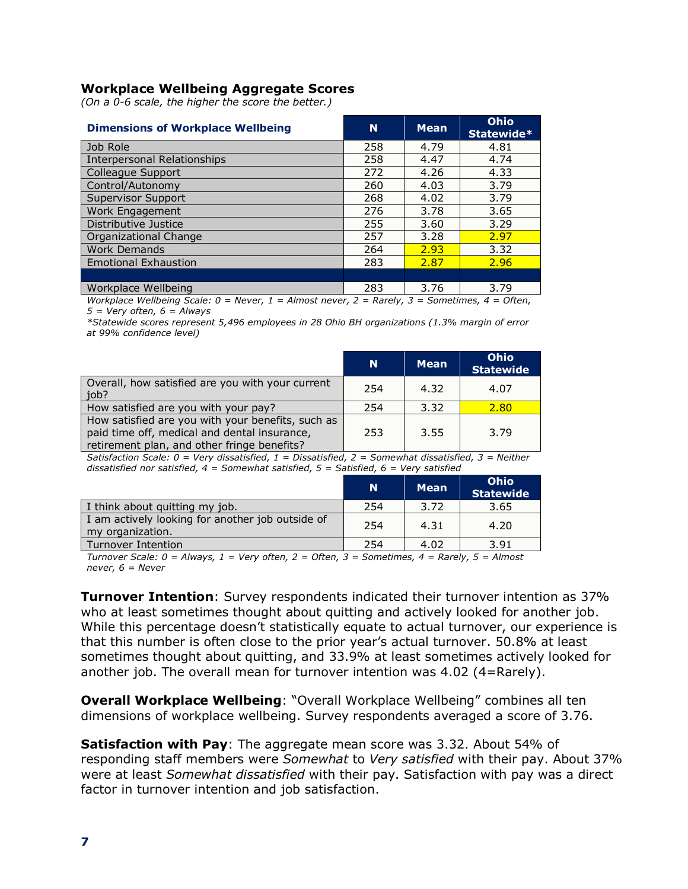### Workplace Wellbeing Aggregate Scores

*(On a 0-6 scale, the higher the score the better.)*

| Dimensions of Workplace Wellbeing | N | Mean | Ohio Statewide* |
|---|---|---|---|
| Job Role | 258 | 4.79 | 4.81 |
| Interpersonal Relationships | 258 | 4.47 | 4.74 |
| Colleague Support | 272 | 4.26 | 4.33 |
| Control/Autonomy | 260 | 4.03 | 3.79 |
| Supervisor Support | 268 | 4.02 | 3.79 |
| Work Engagement | 276 | 3.78 | 3.65 |
| Distributive Justice | 255 | 3.60 | 3.29 |
| Organizational Change | 257 | 3.28 | 2.97 |
| Work Demands | 264 | 2.93 | 3.32 |
| Emotional Exhaustion | 283 | 2.87 | 2.96 |
| | | | |
| Workplace Wellbeing | 283 | 3.76 | 3.79 |

*Workplace Wellbeing Scale: 0 = Never, 1 = Almost never, 2 = Rarely, 3 = Sometimes, 4 = Often, 5 = Very often, 6 = Always*

*\*Statewide scores represent 5,496 employees in 28 Ohio BH organizations (1.3% margin of error at 99% confidence level)*

| | N | Mean | Ohio Statewide |
|---|---|---|---|
| Overall, how satisfied are you with your current job? | 254 | 4.32 | 4.07 |
| How satisfied are you with your pay? | 254 | 3.32 | 2.80 |
| How satisfied are you with your benefits, such as paid time off, medical and dental insurance, retirement plan, and other fringe benefits? | 253 | 3.55 | 3.79 |

*Satisfaction Scale: 0 = Very dissatisfied, 1 = Dissatisfied, 2 = Somewhat dissatisfied, 3 = Neither dissatisfied nor satisfied, 4 = Somewhat satisfied, 5 = Satisfied, 6 = Very satisfied*

| | N | Mean | Ohio Statewide |
|---|---|---|---|
| I think about quitting my job. | 254 | 3.72 | 3.65 |
| I am actively looking for another job outside of my organization. | 254 | 4.31 | 4.20 |
| Turnover Intention | 254 | 4.02 | 3.91 |

*Turnover Scale: 0 = Always, 1 = Very often, 2 = Often, 3 = Sometimes, 4 = Rarely, 5 = Almost never, 6 = Never*

**Turnover Intention**: Survey respondents indicated their turnover intention as 37% who at least sometimes thought about quitting and actively looked for another job. While this percentage doesn't statistically equate to actual turnover, our experience is that this number is often close to the prior year's actual turnover. 50.8% at least sometimes thought about quitting, and 33.9% at least sometimes actively looked for another job. The overall mean for turnover intention was 4.02 (4=Rarely).

**Overall Workplace Wellbeing**: "Overall Workplace Wellbeing" combines all ten dimensions of workplace wellbeing. Survey respondents averaged a score of 3.76.

**Satisfaction with Pay**: The aggregate mean score was 3.32. About 54% of responding staff members were *Somewhat* to *Very satisfied* with their pay. About 37% were at least *Somewhat dissatisfied* with their pay. Satisfaction with pay was a direct factor in turnover intention and job satisfaction.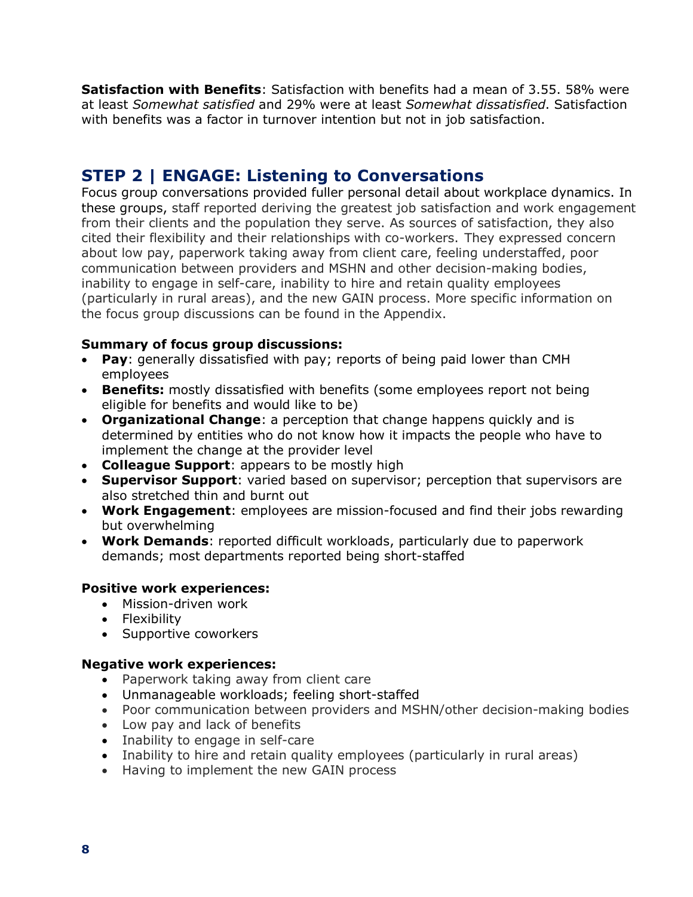**Satisfaction with Benefits**: Satisfaction with benefits had a mean of 3.55. 58% were at least *Somewhat satisfied* and 29% were at least *Somewhat dissatisfied*. Satisfaction with benefits was a factor in turnover intention but not in job satisfaction.

## STEP 2 | ENGAGE: Listening to Conversations

Focus group conversations provided fuller personal detail about workplace dynamics. In these groups, staff reported deriving the greatest job satisfaction and work engagement from their clients and the population they serve. As sources of satisfaction, they also cited their flexibility and their relationships with co-workers. They expressed concern about low pay, paperwork taking away from client care, feeling understaffed, poor communication between providers and MSHN and other decision-making bodies, inability to engage in self-care, inability to hire and retain quality employees (particularly in rural areas), and the new GAIN process. More specific information on the focus group discussions can be found in the Appendix.

**Summary of focus group discussions:**

- **Pay**: generally dissatisfied with pay; reports of being paid lower than CMH employees
- **Benefits:** mostly dissatisfied with benefits (some employees report not being eligible for benefits and would like to be)
- **Organizational Change**: a perception that change happens quickly and is determined by entities who do not know how it impacts the people who have to implement the change at the provider level
- **Colleague Support**: appears to be mostly high
- **Supervisor Support**: varied based on supervisor; perception that supervisors are also stretched thin and burnt out
- **Work Engagement**: employees are mission-focused and find their jobs rewarding but overwhelming
- **Work Demands**: reported difficult workloads, particularly due to paperwork demands; most departments reported being short-staffed

**Positive work experiences:**

- Mission-driven work
- Flexibility
- Supportive coworkers

**Negative work experiences:**

- Paperwork taking away from client care
- Unmanageable workloads; feeling short-staffed
- Poor communication between providers and MSHN/other decision-making bodies
- Low pay and lack of benefits
- Inability to engage in self-care
- Inability to hire and retain quality employees (particularly in rural areas)
- Having to implement the new GAIN process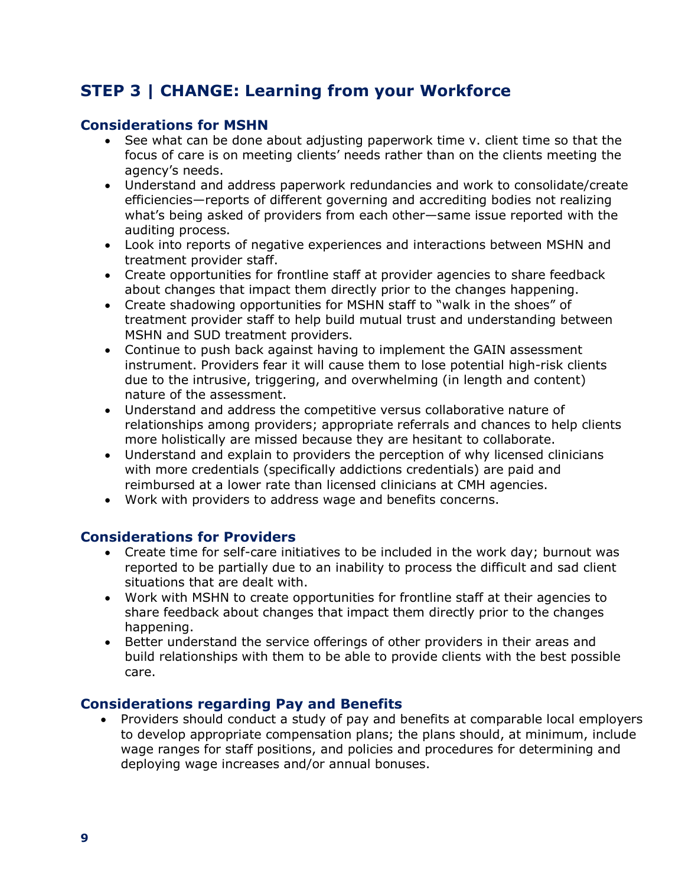## STEP 3 | CHANGE: Learning from your Workforce

### Considerations for MSHN

- See what can be done about adjusting paperwork time v. client time so that the focus of care is on meeting clients' needs rather than on the clients meeting the agency's needs.
- Understand and address paperwork redundancies and work to consolidate/create efficiencies—reports of different governing and accrediting bodies not realizing what's being asked of providers from each other—same issue reported with the auditing process.
- Look into reports of negative experiences and interactions between MSHN and treatment provider staff.
- Create opportunities for frontline staff at provider agencies to share feedback about changes that impact them directly prior to the changes happening.
- Create shadowing opportunities for MSHN staff to "walk in the shoes" of treatment provider staff to help build mutual trust and understanding between MSHN and SUD treatment providers.
- Continue to push back against having to implement the GAIN assessment instrument. Providers fear it will cause them to lose potential high-risk clients due to the intrusive, triggering, and overwhelming (in length and content) nature of the assessment.
- Understand and address the competitive versus collaborative nature of relationships among providers; appropriate referrals and chances to help clients more holistically are missed because they are hesitant to collaborate.
- Understand and explain to providers the perception of why licensed clinicians with more credentials (specifically addictions credentials) are paid and reimbursed at a lower rate than licensed clinicians at CMH agencies.
- Work with providers to address wage and benefits concerns.

### Considerations for Providers

- Create time for self-care initiatives to be included in the work day; burnout was reported to be partially due to an inability to process the difficult and sad client situations that are dealt with.
- Work with MSHN to create opportunities for frontline staff at their agencies to share feedback about changes that impact them directly prior to the changes happening.
- Better understand the service offerings of other providers in their areas and build relationships with them to be able to provide clients with the best possible care.

### Considerations regarding Pay and Benefits

- Providers should conduct a study of pay and benefits at comparable local employers to develop appropriate compensation plans; the plans should, at minimum, include wage ranges for staff positions, and policies and procedures for determining and deploying wage increases and/or annual bonuses.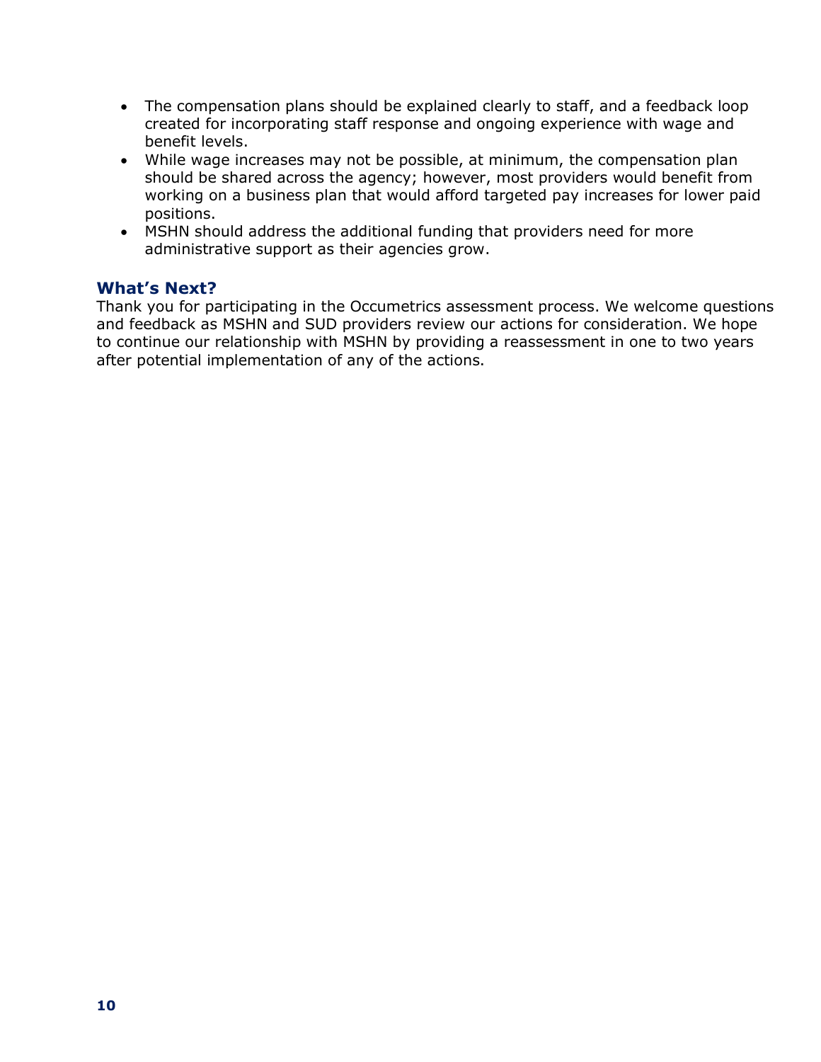- The compensation plans should be explained clearly to staff, and a feedback loop created for incorporating staff response and ongoing experience with wage and benefit levels.
- While wage increases may not be possible, at minimum, the compensation plan should be shared across the agency; however, most providers would benefit from working on a business plan that would afford targeted pay increases for lower paid positions.
- MSHN should address the additional funding that providers need for more administrative support as their agencies grow.

## What's Next?

Thank you for participating in the Occumetrics assessment process. We welcome questions and feedback as MSHN and SUD providers review our actions for consideration. We hope to continue our relationship with MSHN by providing a reassessment in one to two years after potential implementation of any of the actions.